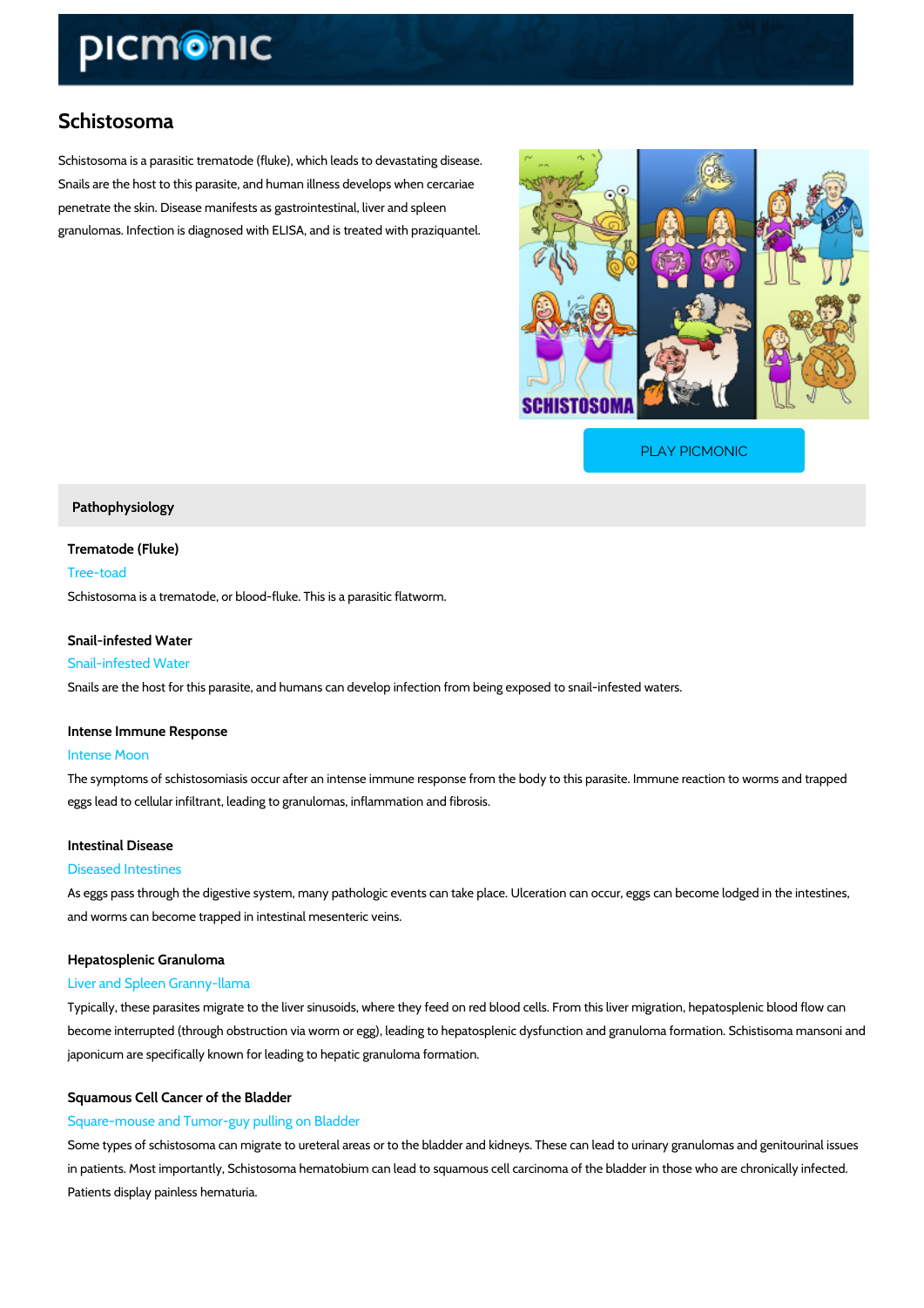# Schistosoma

Schistosoma is a parasitic trematode (fluke), which leads to devastating disease. Snails are the host to this parasite, and human illness develops when cercariae penetrate the skin. Disease manifests as gastrointestinal, liver and spleen granulomas. Infection is diagnosed with ELISA, and is treated with praziquantel.

PLAY PICMONIC

## Pathophysiology

### Trematode (Fluke)

Tree-toad

Schistosoma is a trematode, or blood-fluke. This is a parasitic flatworm.

### Snail-infested Water

Snail-infested Water

Snails are the host for this parasite, and humans can develop infection from being exposed to snail-infested waters.

### Intense Immune Response

Intense Moon

The symptoms of schistosomiasis occur after an intense immune response from the body to this parasite. Immune reaction to worms and trapped eggs lead to cellular infiltrant, leading to granulomas, inflammation and fibrosis.

### Intestinal Disease

Diseased Intestines

As eggs pass through the digestive system, many pathologic events can take place. Ulceration can occur, eggs can become lodged in the intestines, and worms can become trapped in intestinal mesenteric veins.

### Hepatosplenic Granuloma

Liver and Spleen Granny-llama

Typically, these parasites migrate to the liver sinusoids, where they feed on red blood cells. From this liver migration, hepatosplenic blood flow can become interrupted (through obstruction via worm or egg), leading to hepatosplenic dysfunction and granuloma formation. Schistisoma mansoni and japonicum are specifically known for leading to hepatic granuloma formation.

### Squamous Cell Cancer of the Bladder

Square-mouse and Tumor-guy pulling on Bladder

Some types of schistosoma can migrate to ureteral areas or to the bladder and kidneys. These can lead to urinary granulomas and genitourinal issues in patients. Most importantly, Schistosoma hematobium can lead to squamous cell carcinoma of the bladder in those who are chronically infected. Patients display painless hematuria.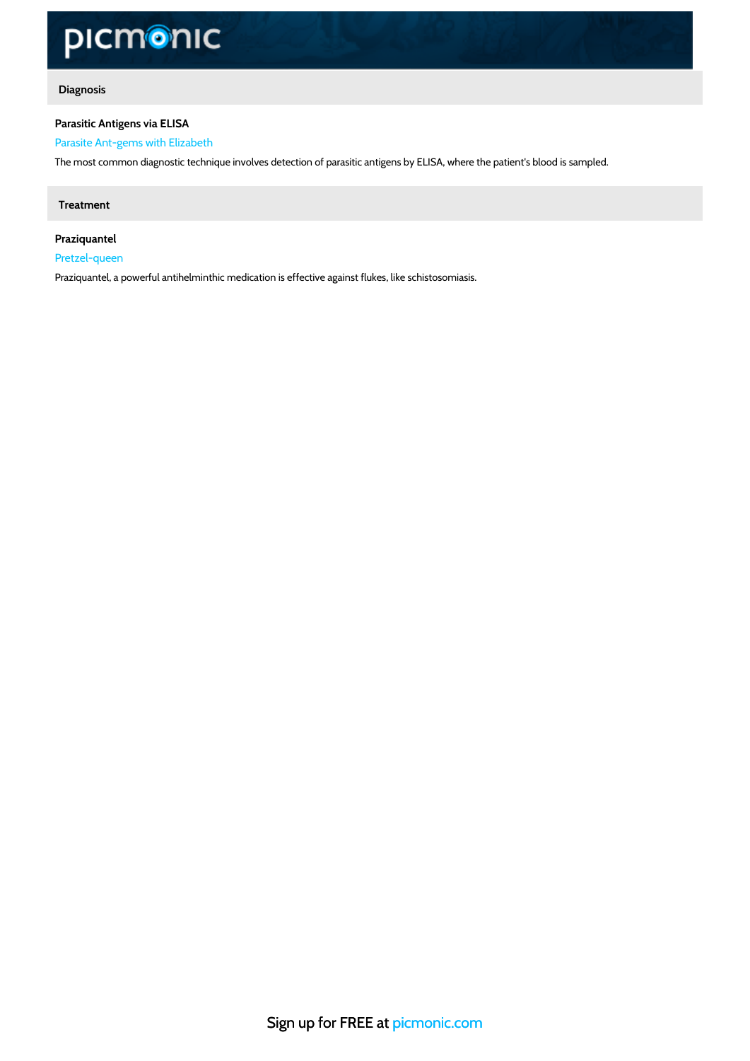## Diagnosis

**Parasitic Antigens via ELISA**

Parasite Ant-gems with Elizabeth

The most common diagnostic technique involves detection of parasitic antigens by ELISA, where the patient's blood is sampled.

## Treatment

**Praziquantel**

Pretzel-queen

Praziquantel, a powerful antihelminthic medication is effective against flukes, like schistosomiasis.